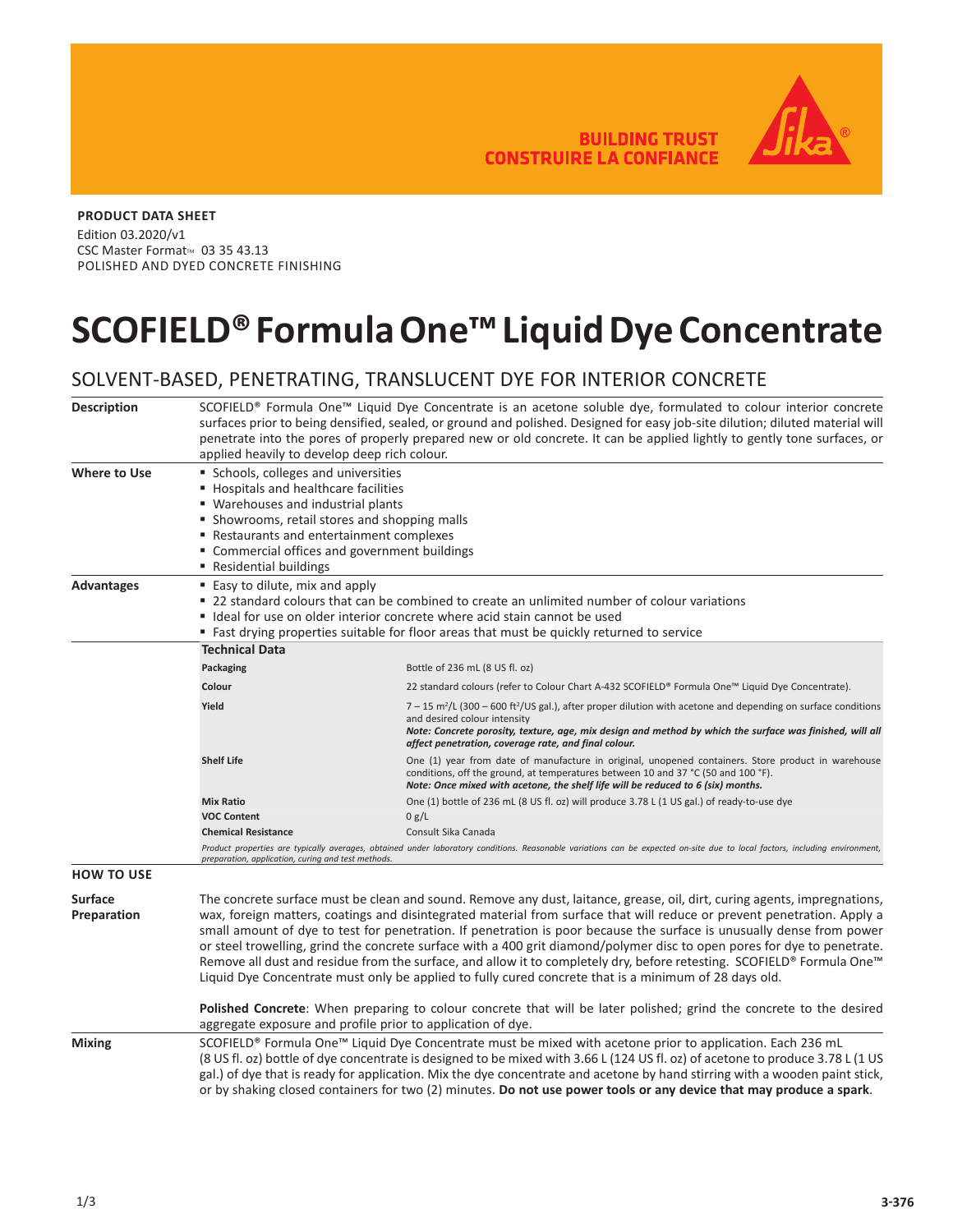BUILDING TRUST
CONSTRUIRE LA CONFIANCE

**PRODUCT DATA SHEET**
Edition 03.2020/v1
CSC Master Format™ 03 35 43.13
POLISHED AND DYED CONCRETE FINISHING

# SCOFIELD® Formula One™ Liquid Dye Concentrate

## SOLVENT-BASED, PENETRATING, TRANSLUCENT DYE FOR INTERIOR CONCRETE

**Description**

SCOFIELD® Formula One™ Liquid Dye Concentrate is an acetone soluble dye, formulated to colour interior concrete surfaces prior to being densified, sealed, or ground and polished. Designed for easy job-site dilution; diluted material will penetrate into the pores of properly prepared new or old concrete. It can be applied lightly to gently tone surfaces, or applied heavily to develop deep rich colour.

**Where to Use**

- Schools, colleges and universities
- Hospitals and healthcare facilities
- Warehouses and industrial plants
- Showrooms, retail stores and shopping malls
- Restaurants and entertainment complexes
- Commercial offices and government buildings
- Residential buildings

**Advantages**

- Easy to dilute, mix and apply
- 22 standard colours that can be combined to create an unlimited number of colour variations
- Ideal for use on older interior concrete where acid stain cannot be used
- Fast drying properties suitable for floor areas that must be quickly returned to service

**Technical Data**

| | |
|---|---|
| **Packaging** | Bottle of 236 mL (8 US fl. oz) |
| **Colour** | 22 standard colours (refer to Colour Chart A-432 SCOFIELD® Formula One™ Liquid Dye Concentrate). |
| **Yield** | 7 – 15 m²/L (300 – 600 ft²/US gal.), after proper dilution with acetone and depending on surface conditions and desired colour intensity<br>***Note: Concrete porosity, texture, age, mix design and method by which the surface was finished, will all affect penetration, coverage rate, and final colour.*** |
| **Shelf Life** | One (1) year from date of manufacture in original, unopened containers. Store product in warehouse conditions, off the ground, at temperatures between 10 and 37 °C (50 and 100 °F).<br>***Note: Once mixed with acetone, the shelf life will be reduced to 6 (six) months.*** |
| **Mix Ratio** | One (1) bottle of 236 mL (8 US fl. oz) will produce 3.78 L (1 US gal.) of ready-to-use dye |
| **VOC Content** | 0 g/L |
| **Chemical Resistance** | Consult Sika Canada |

*Product properties are typically averages, obtained under laboratory conditions. Reasonable variations can be expected on-site due to local factors, including environment, preparation, application, curing and test methods.*

## HOW TO USE

**Surface Preparation**

The concrete surface must be clean and sound. Remove any dust, laitance, grease, oil, dirt, curing agents, impregnations, wax, foreign matters, coatings and disintegrated material from surface that will reduce or prevent penetration. Apply a small amount of dye to test for penetration. If penetration is poor because the surface is unusually dense from power or steel trowelling, grind the concrete surface with a 400 grit diamond/polymer disc to open pores for dye to penetrate. Remove all dust and residue from the surface, and allow it to completely dry, before retesting. SCOFIELD® Formula One™ Liquid Dye Concentrate must only be applied to fully cured concrete that is a minimum of 28 days old.

**Polished Concrete**: When preparing to colour concrete that will be later polished; grind the concrete to the desired aggregate exposure and profile prior to application of dye.

**Mixing**

SCOFIELD® Formula One™ Liquid Dye Concentrate must be mixed with acetone prior to application. Each 236 mL (8 US fl. oz) bottle of dye concentrate is designed to be mixed with 3.66 L (124 US fl. oz) of acetone to produce 3.78 L (1 US gal.) of dye that is ready for application. Mix the dye concentrate and acetone by hand stirring with a wooden paint stick, or by shaking closed containers for two (2) minutes. **Do not use power tools or any device that may produce a spark**.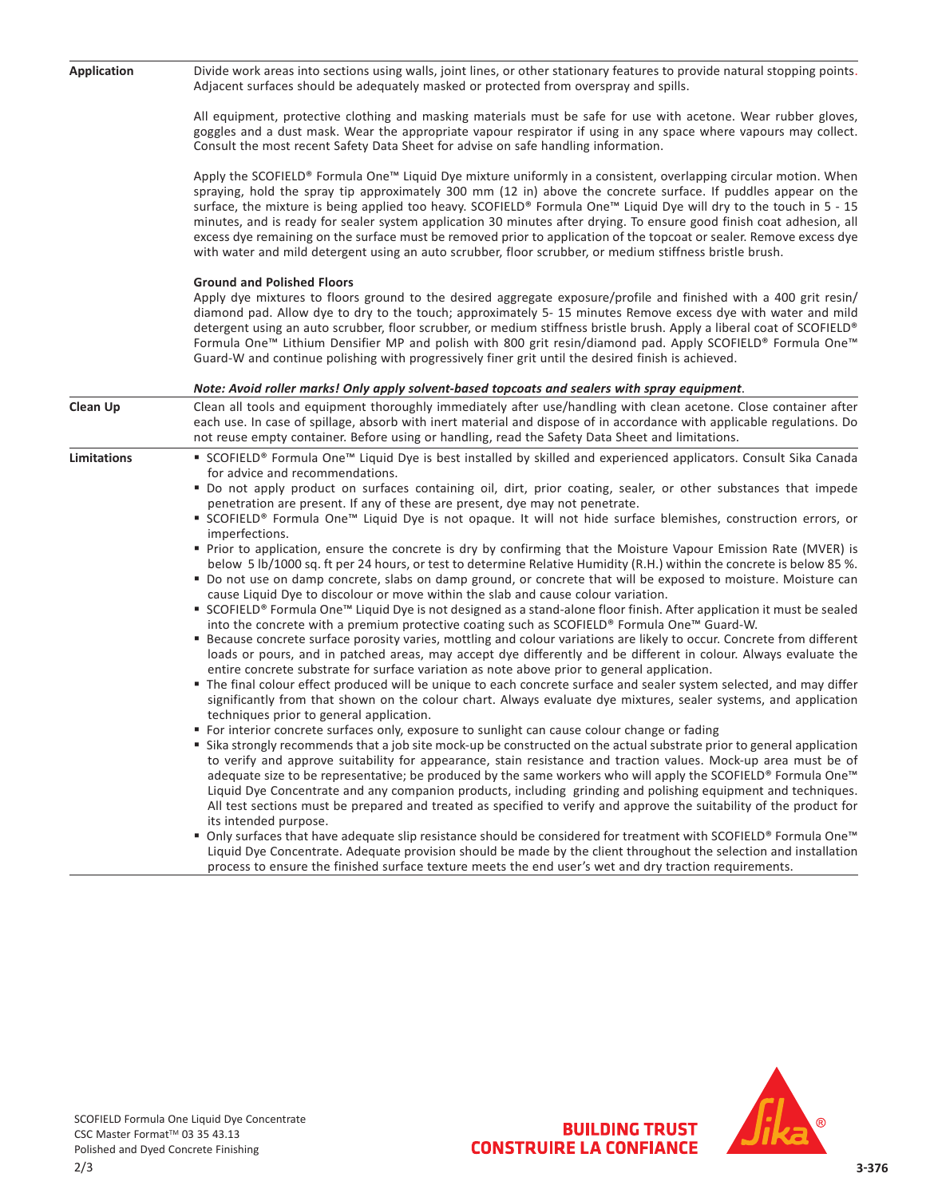## Application

Divide work areas into sections using walls, joint lines, or other stationary features to provide natural stopping points. Adjacent surfaces should be adequately masked or protected from overspray and spills.

All equipment, protective clothing and masking materials must be safe for use with acetone. Wear rubber gloves, goggles and a dust mask. Wear the appropriate vapour respirator if using in any space where vapours may collect. Consult the most recent Safety Data Sheet for advise on safe handling information.

Apply the SCOFIELD® Formula One™ Liquid Dye mixture uniformly in a consistent, overlapping circular motion. When spraying, hold the spray tip approximately 300 mm (12 in) above the concrete surface. If puddles appear on the surface, the mixture is being applied too heavy. SCOFIELD® Formula One™ Liquid Dye will dry to the touch in 5 - 15 minutes, and is ready for sealer system application 30 minutes after drying. To ensure good finish coat adhesion, all excess dye remaining on the surface must be removed prior to application of the topcoat or sealer. Remove excess dye with water and mild detergent using an auto scrubber, floor scrubber, or medium stiffness bristle brush.

**Ground and Polished Floors**

Apply dye mixtures to floors ground to the desired aggregate exposure/profile and finished with a 400 grit resin/diamond pad. Allow dye to dry to the touch; approximately 5- 15 minutes Remove excess dye with water and mild detergent using an auto scrubber, floor scrubber, or medium stiffness bristle brush. Apply a liberal coat of SCOFIELD® Formula One™ Lithium Densifier MP and polish with 800 grit resin/diamond pad. Apply SCOFIELD® Formula One™ Guard-W and continue polishing with progressively finer grit until the desired finish is achieved.

***Note: Avoid roller marks! Only apply solvent-based topcoats and sealers with spray equipment***.

## Clean Up

Clean all tools and equipment thoroughly immediately after use/handling with clean acetone. Close container after each use. In case of spillage, absorb with inert material and dispose of in accordance with applicable regulations. Do not reuse empty container. Before using or handling, read the Safety Data Sheet and limitations.

## Limitations

- SCOFIELD® Formula One™ Liquid Dye is best installed by skilled and experienced applicators. Consult Sika Canada for advice and recommendations.
- Do not apply product on surfaces containing oil, dirt, prior coating, sealer, or other substances that impede penetration are present. If any of these are present, dye may not penetrate.
- SCOFIELD® Formula One™ Liquid Dye is not opaque. It will not hide surface blemishes, construction errors, or imperfections.
- Prior to application, ensure the concrete is dry by confirming that the Moisture Vapour Emission Rate (MVER) is below 5 lb/1000 sq. ft per 24 hours, or test to determine Relative Humidity (R.H.) within the concrete is below 85 %.
- Do not use on damp concrete, slabs on damp ground, or concrete that will be exposed to moisture. Moisture can cause Liquid Dye to discolour or move within the slab and cause colour variation.
- SCOFIELD® Formula One™ Liquid Dye is not designed as a stand-alone floor finish. After application it must be sealed into the concrete with a premium protective coating such as SCOFIELD® Formula One™ Guard-W.
- Because concrete surface porosity varies, mottling and colour variations are likely to occur. Concrete from different loads or pours, and in patched areas, may accept dye differently and be different in colour. Always evaluate the entire concrete substrate for surface variation as note above prior to general application.
- The final colour effect produced will be unique to each concrete surface and sealer system selected, and may differ significantly from that shown on the colour chart. Always evaluate dye mixtures, sealer systems, and application techniques prior to general application.
- For interior concrete surfaces only, exposure to sunlight can cause colour change or fading
- Sika strongly recommends that a job site mock-up be constructed on the actual substrate prior to general application to verify and approve suitability for appearance, stain resistance and traction values. Mock-up area must be of adequate size to be representative; be produced by the same workers who will apply the SCOFIELD® Formula One™ Liquid Dye Concentrate and any companion products, including grinding and polishing equipment and techniques. All test sections must be prepared and treated as specified to verify and approve the suitability of the product for its intended purpose.
- Only surfaces that have adequate slip resistance should be considered for treatment with SCOFIELD® Formula One™ Liquid Dye Concentrate. Adequate provision should be made by the client throughout the selection and installation process to ensure the finished surface texture meets the end user's wet and dry traction requirements.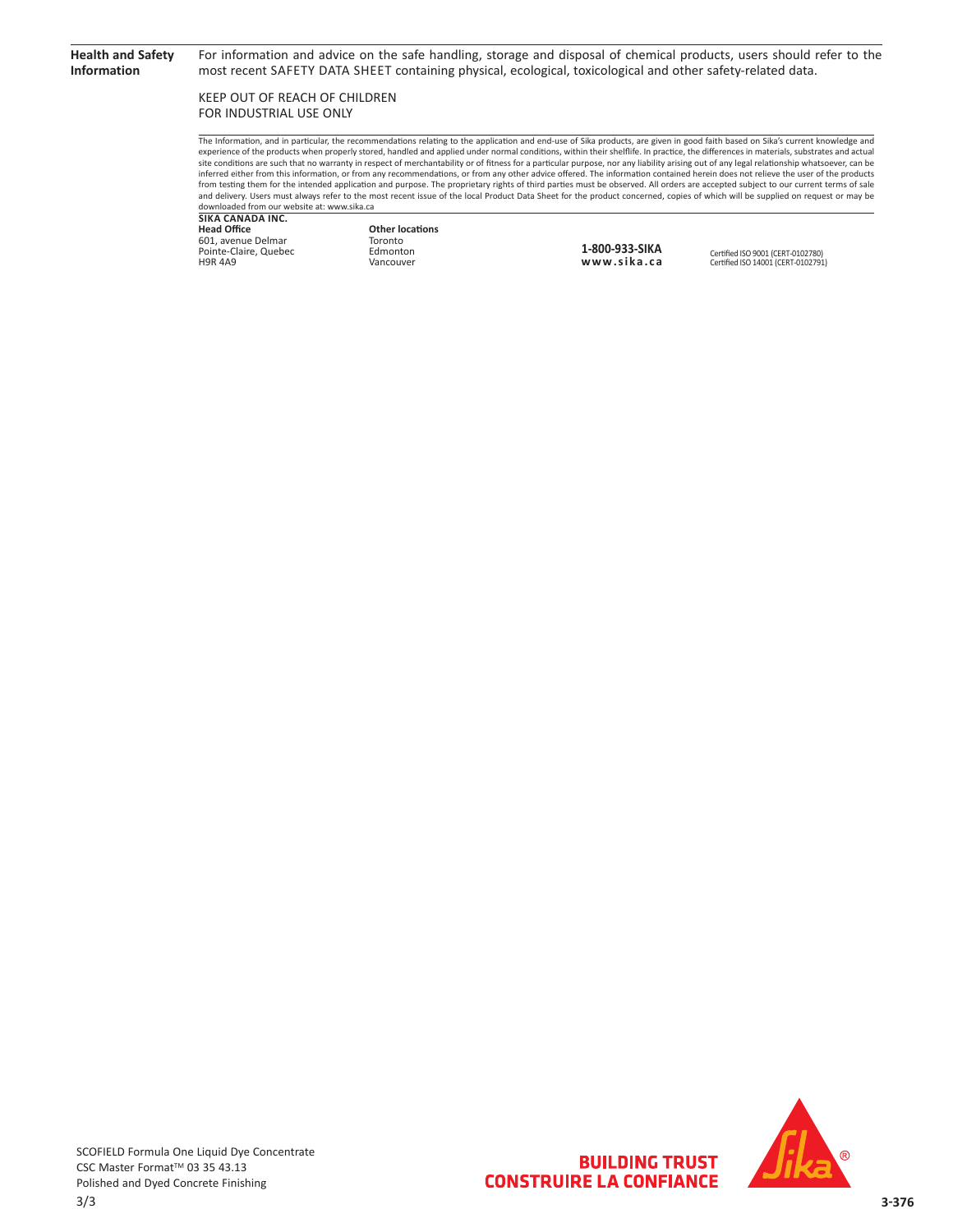**Health and Safety Information**

For information and advice on the safe handling, storage and disposal of chemical products, users should refer to the most recent SAFETY DATA SHEET containing physical, ecological, toxicological and other safety-related data.

KEEP OUT OF REACH OF CHILDREN
FOR INDUSTRIAL USE ONLY

The Information, and in particular, the recommendations relating to the application and end-use of Sika products, are given in good faith based on Sika's current knowledge and experience of the products when properly stored, handled and applied under normal conditions, within their shelflife. In practice, the differences in materials, substrates and actual site conditions are such that no warranty in respect of merchantability or of fitness for a particular purpose, nor any liability arising out of any legal relationship whatsoever, can be inferred either from this information, or from any recommendations, or from any other advice offered. The information contained herein does not relieve the user of the products from testing them for the intended application and purpose. The proprietary rights of third parties must be observed. All orders are accepted subject to our current terms of sale and delivery. Users must always refer to the most recent issue of the local Product Data Sheet for the product concerned, copies of which will be supplied on request or may be downloaded from our website at: www.sika.ca

**SIKA CANADA INC.**
**Head Office**
601, avenue Delmar
Pointe-Claire, Quebec
H9R 4A9

**Other locations**
Toronto
Edmonton
Vancouver

**1-800-933-SIKA**
**www.sika.ca**

Certified ISO 9001 (CERT-0102780)
Certified ISO 14001 (CERT-0102791)

SCOFIELD Formula One Liquid Dye Concentrate
CSC Master Format™ 03 35 43.13
Polished and Dyed Concrete Finishing

**BUILDING TRUST**
**CONSTRUIRE LA CONFIANCE**